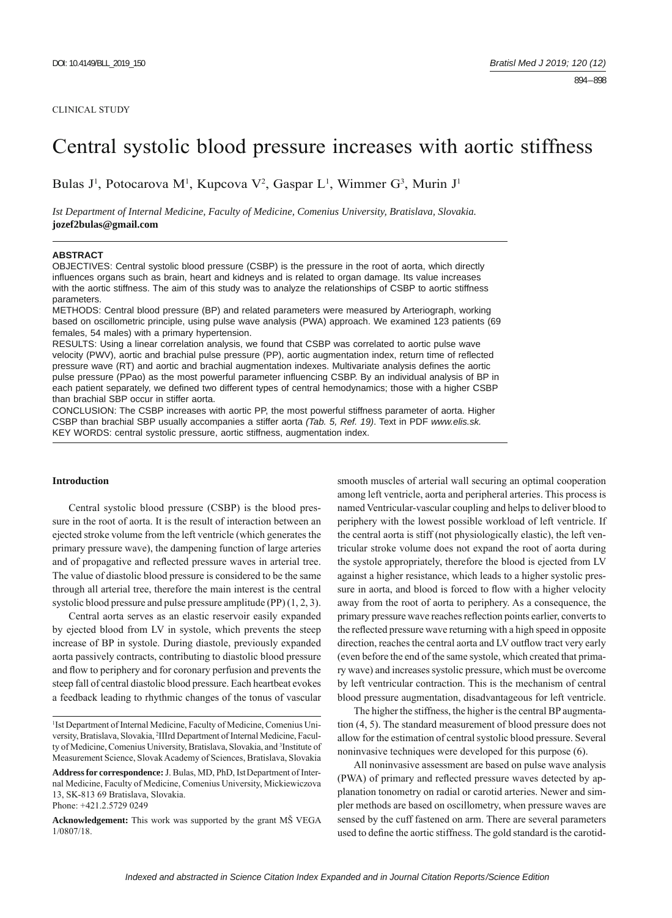CLINICAL STUDY

# Central systolic blood pressure increases with aortic stiffness

Bulas J[1], Potocarova M[1], Kupcova V[2], Gaspar L[1], Wimmer G[3], Murin J[1]

*Ist Department of Internal Medicine, Faculty of Medicine, Comenius University, Bratislava, Slovakia.*
**jozef2bulas@gmail.com**

---

**ABSTRACT**

OBJECTIVES: Central systolic blood pressure (CSBP) is the pressure in the root of aorta, which directly influences organs such as brain, heart and kidneys and is related to organ damage. Its value increases with the aortic stiffness. The aim of this study was to analyze the relationships of CSBP to aortic stiffness parameters.

METHODS: Central blood pressure (BP) and related parameters were measured by Arteriograph, working based on oscillometric principle, using pulse wave analysis (PWA) approach. We examined 123 patients (69 females, 54 males) with a primary hypertension.

RESULTS: Using a linear correlation analysis, we found that CSBP was correlated to aortic pulse wave velocity (PWV), aortic and brachial pulse pressure (PP), aortic augmentation index, return time of reflected pressure wave (RT) and aortic and brachial augmentation indexes. Multivariate analysis defines the aortic pulse pressure (PPao) as the most powerful parameter influencing CSBP. By an individual analysis of BP in each patient separately, we defined two different types of central hemodynamics; those with a higher CSBP than brachial SBP occur in stiffer aorta.

CONCLUSION: The CSBP increases with aortic PP, the most powerful stiffness parameter of aorta. Higher CSBP than brachial SBP usually accompanies a stiffer aorta *(Tab. 5, Ref. 19)*. Text in PDF *www.elis.sk.*

KEY WORDS: central systolic pressure, aortic stiffness, augmentation index.

---

## Introduction

Central systolic blood pressure (CSBP) is the blood pressure in the root of aorta. It is the result of interaction between an ejected stroke volume from the left ventricle (which generates the primary pressure wave), the dampening function of large arteries and of propagative and reflected pressure waves in arterial tree. The value of diastolic blood pressure is considered to be the same through all arterial tree, therefore the main interest is the central systolic blood pressure and pulse pressure amplitude (PP) (1, 2, 3).

Central aorta serves as an elastic reservoir easily expanded by ejected blood from LV in systole, which prevents the steep increase of BP in systole. During diastole, previously expanded aorta passively contracts, contributing to diastolic blood pressure and flow to periphery and for coronary perfusion and prevents the steep fall of central diastolic blood pressure. Each heartbeat evokes a feedback leading to rhythmic changes of the tonus of vascular smooth muscles of arterial wall securing an optimal cooperation among left ventricle, aorta and peripheral arteries. This process is named Ventricular-vascular coupling and helps to deliver blood to periphery with the lowest possible workload of left ventricle. If the central aorta is stiff (not physiologically elastic), the left ventricular stroke volume does not expand the root of aorta during the systole appropriately, therefore the blood is ejected from LV against a higher resistance, which leads to a higher systolic pressure in aorta, and blood is forced to flow with a higher velocity away from the root of aorta to periphery. As a consequence, the primary pressure wave reaches reflection points earlier, converts to the reflected pressure wave returning with a high speed in opposite direction, reaches the central aorta and LV outflow tract very early (even before the end of the same systole, which created that primary wave) and increases systolic pressure, which must be overcome by left ventricular contraction. This is the mechanism of central blood pressure augmentation, disadvantageous for left ventricle.

The higher the stiffness, the higher is the central BP augmentation (4, 5). The standard measurement of blood pressure does not allow for the estimation of central systolic blood pressure. Several noninvasive techniques were developed for this purpose (6).

All noninvasive assessment are based on pulse wave analysis (PWA) of primary and reflected pressure waves detected by applanation tonometry on radial or carotid arteries. Newer and simpler methods are based on oscillometry, when pressure waves are sensed by the cuff fastened on arm. There are several parameters used to define the aortic stiffness. The gold standard is the carotid-

---

[1]Ist Department of Internal Medicine, Faculty of Medicine, Comenius University, Bratislava, Slovakia, [2]IIIrd Department of Internal Medicine, Faculty of Medicine, Comenius University, Bratislava, Slovakia, and [3]Institute of Measurement Science, Slovak Academy of Sciences, Bratislava, Slovakia

**Address for correspondence:** J. Bulas, MD, PhD, Ist Department of Internal Medicine, Faculty of Medicine, Comenius University, Mickiewiczova 13, SK-813 69 Bratislava, Slovakia.
Phone: +421.2.5729 0249

**Acknowledgement:** This work was supported by the grant MŠ VEGA 1/0807/18.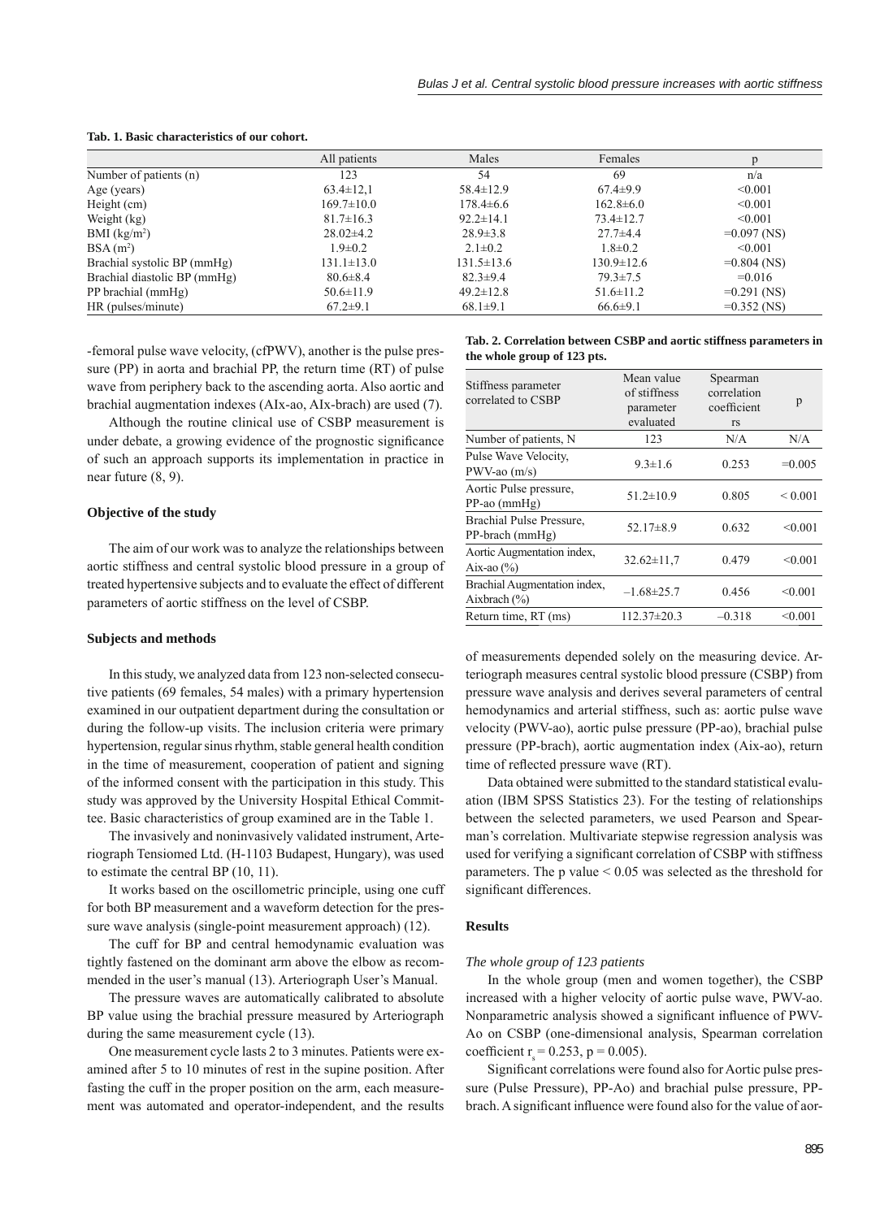**Tab. 1. Basic characteristics of our cohort.**

| | All patients | Males | Females | p |
|---|---|---|---|---|
| Number of patients (n) | 123 | 54 | 69 | n/a |
| Age (years) | 63.4±12,1 | 58.4±12.9 | 67.4±9.9 | <0.001 |
| Height (cm) | 169.7±10.0 | 178.4±6.6 | 162.8±6.0 | <0.001 |
| Weight (kg) | 81.7±16.3 | 92.2±14.1 | 73.4±12.7 | <0.001 |
| BMI (kg/m$^2$) | 28.02±4.2 | 28.9±3.8 | 27.7±4.4 | =0.097 (NS) |
| BSA (m$^2$) | 1.9±0.2 | 2.1±0.2 | 1.8±0.2 | <0.001 |
| Brachial systolic BP (mmHg) | 131.1±13.0 | 131.5±13.6 | 130.9±12.6 | =0.804 (NS) |
| Brachial diastolic BP (mmHg) | 80.6±8.4 | 82.3±9.4 | 79.3±7.5 | =0.016 |
| PP brachial (mmHg) | 50.6±11.9 | 49.2±12.8 | 51.6±11.2 | =0.291 (NS) |
| HR (pulses/minute) | 67.2±9.1 | 68.1±9.1 | 66.6±9.1 | =0.352 (NS) |

-femoral pulse wave velocity, (cfPWV), another is the pulse pressure (PP) in aorta and brachial PP, the return time (RT) of pulse wave from periphery back to the ascending aorta. Also aortic and brachial augmentation indexes (AIx-ao, AIx-brach) are used (7).

Although the routine clinical use of CSBP measurement is under debate, a growing evidence of the prognostic significance of such an approach supports its implementation in practice in near future (8, 9).

### Objective of the study

The aim of our work was to analyze the relationships between aortic stiffness and central systolic blood pressure in a group of treated hypertensive subjects and to evaluate the effect of different parameters of aortic stiffness on the level of CSBP.

### Subjects and methods

In this study, we analyzed data from 123 non-selected consecutive patients (69 females, 54 males) with a primary hypertension examined in our outpatient department during the consultation or during the follow-up visits. The inclusion criteria were primary hypertension, regular sinus rhythm, stable general health condition in the time of measurement, cooperation of patient and signing of the informed consent with the participation in this study. This study was approved by the University Hospital Ethical Committee. Basic characteristics of group examined are in the Table 1.

The invasively and noninvasively validated instrument, Arteriograph Tensiomed Ltd. (H-1103 Budapest, Hungary), was used to estimate the central BP (10, 11).

It works based on the oscillometric principle, using one cuff for both BP measurement and a waveform detection for the pressure wave analysis (single-point measurement approach) (12).

The cuff for BP and central hemodynamic evaluation was tightly fastened on the dominant arm above the elbow as recommended in the user's manual (13). Arteriograph User's Manual.

The pressure waves are automatically calibrated to absolute BP value using the brachial pressure measured by Arteriograph during the same measurement cycle (13).

One measurement cycle lasts 2 to 3 minutes. Patients were examined after 5 to 10 minutes of rest in the supine position. After fasting the cuff in the proper position on the arm, each measurement was automated and operator-independent, and the results of measurements depended solely on the measuring device. Arteriograph measures central systolic blood pressure (CSBP) from pressure wave analysis and derives several parameters of central hemodynamics and arterial stiffness, such as: aortic pulse wave velocity (PWV-ao), aortic pulse pressure (PP-ao), brachial pulse pressure (PP-brach), aortic augmentation index (Aix-ao), return time of reflected pressure wave (RT).

**Tab. 2. Correlation between CSBP and aortic stiffness parameters in the whole group of 123 pts.**

| Stiffness parameter correlated to CSBP | Mean value of stiffness parameter evaluated | Spearman correlation coefficient rs | p |
|---|---|---|---|
| Number of patients, N | 123 | N/A | N/A |
| Pulse Wave Velocity, PWV-ao (m/s) | 9.3±1.6 | 0.253 | =0.005 |
| Aortic Pulse pressure, PP-ao (mmHg) | 51.2±10.9 | 0.805 | < 0.001 |
| Brachial Pulse Pressure, PP-brach (mmHg) | 52.17±8.9 | 0.632 | <0.001 |
| Aortic Augmentation index, Aix-ao (%) | 32.62±11,7 | 0.479 | <0.001 |
| Brachial Augmentation index, Aixbrach (%) | –1.68±25.7 | 0.456 | <0.001 |
| Return time, RT (ms) | 112.37±20.3 | –0.318 | <0.001 |

Data obtained were submitted to the standard statistical evaluation (IBM SPSS Statistics 23). For the testing of relationships between the selected parameters, we used Pearson and Spearman's correlation. Multivariate stepwise regression analysis was used for verifying a significant correlation of CSBP with stiffness parameters. The p value < 0.05 was selected as the threshold for significant differences.

### Results

*The whole group of 123 patients*

In the whole group (men and women together), the CSBP increased with a higher velocity of aortic pulse wave, PWV-ao. Nonparametric analysis showed a significant influence of PWV-Ao on CSBP (one-dimensional analysis, Spearman correlation coefficient $r_s = 0.253$, $p = 0.005$).

Significant correlations were found also for Aortic pulse pressure (Pulse Pressure), PP-Ao) and brachial pulse pressure, PP-brach. A significant influence were found also for the value of aor-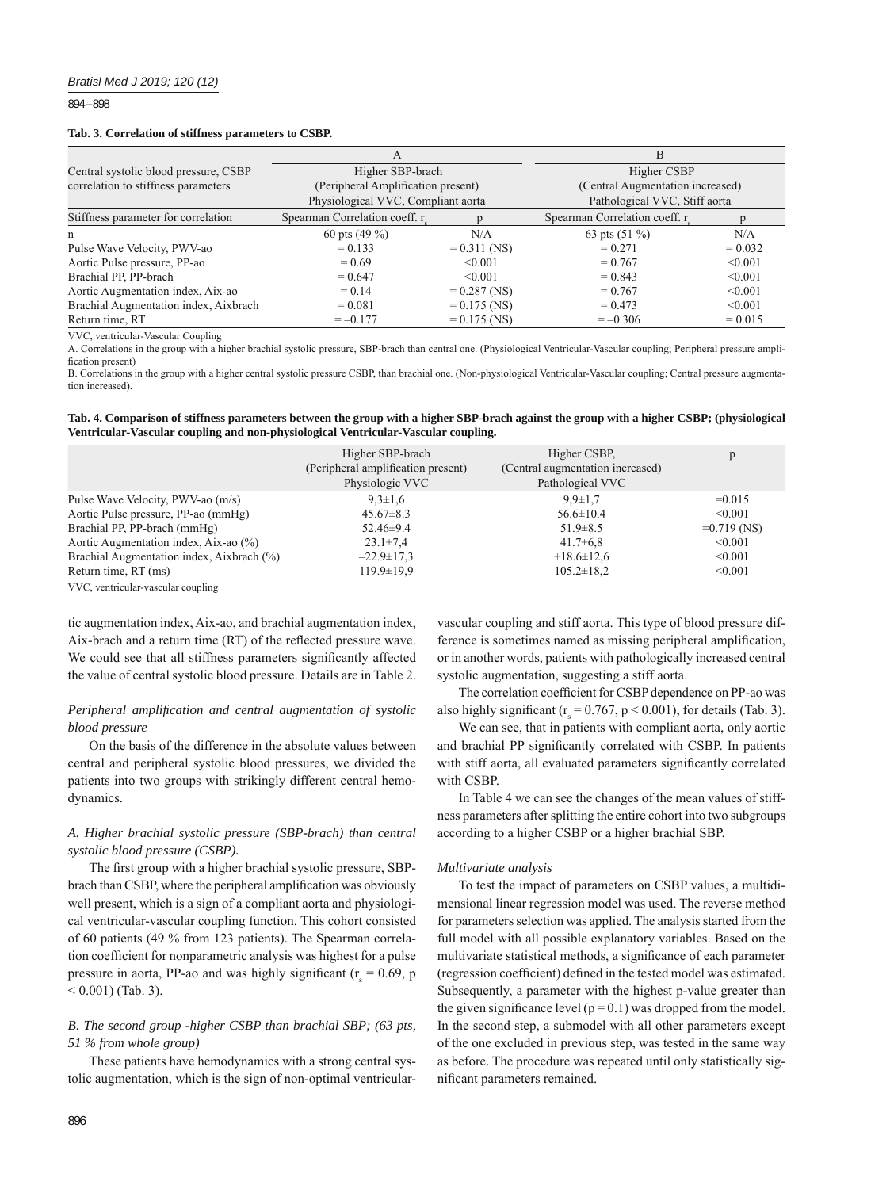**Tab. 3. Correlation of stiffness parameters to CSBP.**

| Central systolic blood pressure, CSBP correlation to stiffness parameters | A<br>Higher SBP-brach<br>(Peripheral Amplification present)<br>Physiological VVC, Compliant aorta | | B<br>Higher CSBP<br>(Central Augmentation increased)<br>Pathological VVC, Stiff aorta | |
|---|---|---|---|---|
| Stiffness parameter for correlation | Spearman Correlation coeff. $r_s$ | p | Spearman Correlation coeff. $r_s$ | p |
| n | 60 pts (49 %) | N/A | 63 pts (51 %) | N/A |
| Pulse Wave Velocity, PWV-ao | = 0.133 | = 0.311 (NS) | = 0.271 | = 0.032 |
| Aortic Pulse pressure, PP-ao | = 0.69 | <0.001 | = 0.767 | <0.001 |
| Brachial PP, PP-brach | = 0.647 | <0.001 | = 0.843 | <0.001 |
| Aortic Augmentation index, Aix-ao | = 0.14 | = 0.287 (NS) | = 0.767 | <0.001 |
| Brachial Augmentation index, Aixbrach | = 0.081 | = 0.175 (NS) | = 0.473 | <0.001 |
| Return time, RT | = –0.177 | = 0.175 (NS) | = –0.306 | = 0.015 |

VVC, ventricular-Vascular Coupling

A. Correlations in the group with a higher brachial systolic pressure, SBP-brach than central one. (Physiological Ventricular-Vascular coupling; Peripheral pressure amplification present)

B. Correlations in the group with a higher central systolic pressure CSBP, than brachial one. (Non-physiological Ventricular-Vascular coupling; Central pressure augmentation increased).

**Tab. 4. Comparison of stiffness parameters between the group with a higher SBP-brach against the group with a higher CSBP; (physiological Ventricular-Vascular coupling and non-physiological Ventricular-Vascular coupling.**

| | Higher SBP-brach<br>(Peripheral amplification present)<br>Physiologic VVC | Higher CSBP,<br>(Central augmentation increased)<br>Pathological VVC | p |
|---|---|---|---|
| Pulse Wave Velocity, PWV-ao (m/s) | 9,3±1,6 | 9,9±1,7 | =0.015 |
| Aortic Pulse pressure, PP-ao (mmHg) | 45.67±8.3 | 56.6±10.4 | <0.001 |
| Brachial PP, PP-brach (mmHg) | 52.46±9.4 | 51.9±8.5 | =0.719 (NS) |
| Aortic Augmentation index, Aix-ao (%) | 23.1±7,4 | 41.7±6,8 | <0.001 |
| Brachial Augmentation index, Aixbrach (%) | –22.9±17,3 | +18.6±12,6 | <0.001 |
| Return time, RT (ms) | 119.9±19,9 | 105.2±18,2 | <0.001 |

VVC, ventricular-vascular coupling

tic augmentation index, Aix-ao, and brachial augmentation index, Aix-brach and a return time (RT) of the reflected pressure wave. We could see that all stiffness parameters significantly affected the value of central systolic blood pressure. Details are in Table 2.

*Peripheral amplification and central augmentation of systolic blood pressure*

On the basis of the difference in the absolute values between central and peripheral systolic blood pressures, we divided the patients into two groups with strikingly different central hemodynamics.

*A. Higher brachial systolic pressure (SBP-brach) than central systolic blood pressure (CSBP).*

The first group with a higher brachial systolic pressure, SBP-brach than CSBP, where the peripheral amplification was obviously well present, which is a sign of a compliant aorta and physiological ventricular-vascular coupling function. This cohort consisted of 60 patients (49 % from 123 patients). The Spearman correlation coefficient for nonparametric analysis was highest for a pulse pressure in aorta, PP-ao and was highly significant ($r_s = 0.69$, $p < 0.001$) (Tab. 3).

*B. The second group -higher CSBP than brachial SBP; (63 pts, 51 % from whole group)*

These patients have hemodynamics with a strong central systolic augmentation, which is the sign of non-optimal ventricular-vascular coupling and stiff aorta. This type of blood pressure difference is sometimes named as missing peripheral amplification, or in another words, patients with pathologically increased central systolic augmentation, suggesting a stiff aorta.

The correlation coefficient for CSBP dependence on PP-ao was also highly significant ($r_s = 0.767$, $p < 0.001$), for details (Tab. 3).

We can see, that in patients with compliant aorta, only aortic and brachial PP significantly correlated with CSBP. In patients with stiff aorta, all evaluated parameters significantly correlated with CSBP.

In Table 4 we can see the changes of the mean values of stiffness parameters after splitting the entire cohort into two subgroups according to a higher CSBP or a higher brachial SBP.

*Multivariate analysis*

To test the impact of parameters on CSBP values, a multidimensional linear regression model was used. The reverse method for parameters selection was applied. The analysis started from the full model with all possible explanatory variables. Based on the multivariate statistical methods, a significance of each parameter (regression coefficient) defined in the tested model was estimated. Subsequently, a parameter with the highest p-value greater than the given significance level ($p = 0.1$) was dropped from the model. In the second step, a submodel with all other parameters except of the one excluded in previous step, was tested in the same way as before. The procedure was repeated until only statistically significant parameters remained.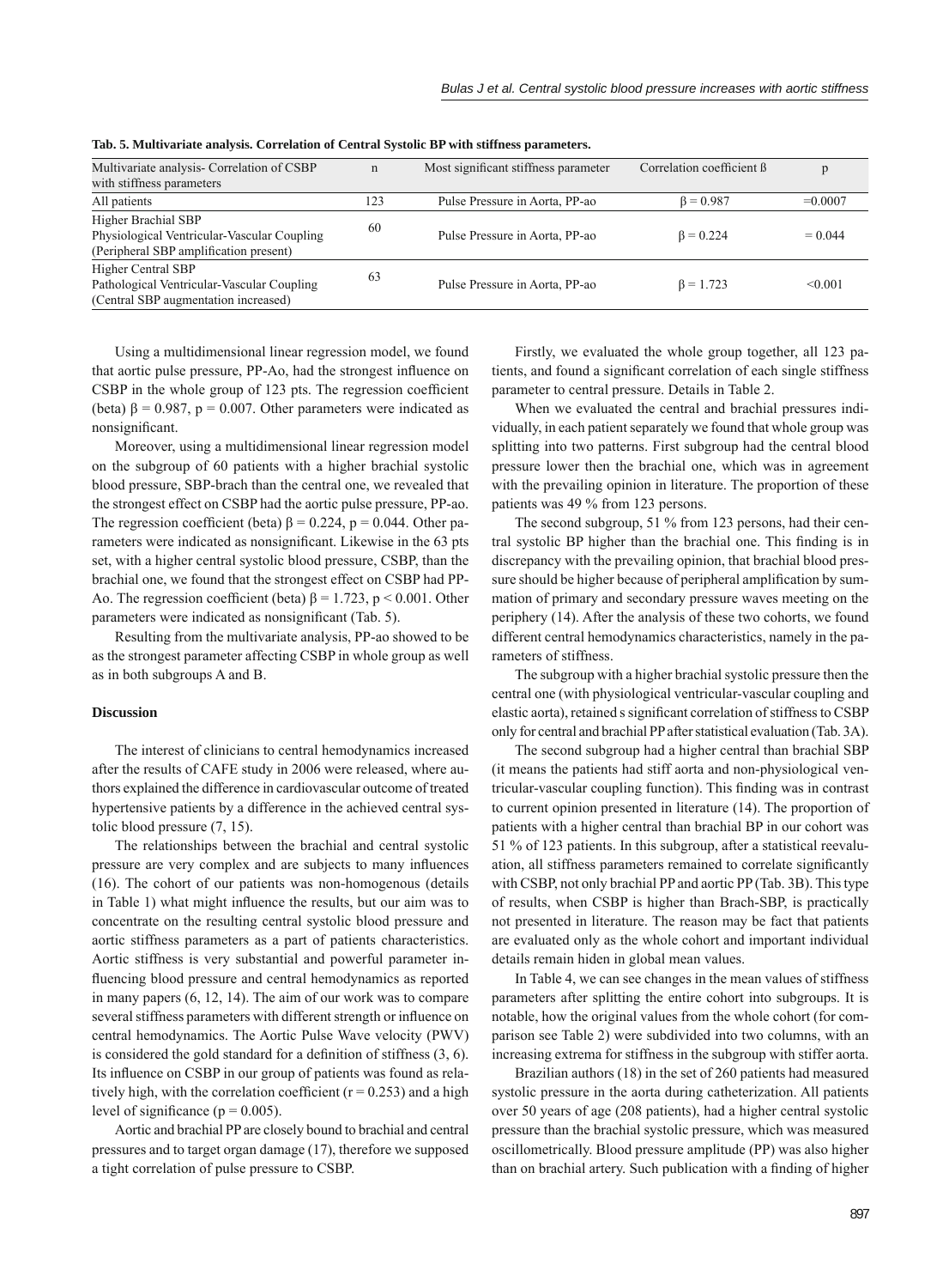**Tab. 5. Multivariate analysis. Correlation of Central Systolic BP with stiffness parameters.**

| Multivariate analysis- Correlation of CSBP with stiffness parameters | n | Most significant stiffness parameter | Correlation coefficient ß | p |
|---|---|---|---|---|
| All patients | 123 | Pulse Pressure in Aorta, PP-ao | β = 0.987 | =0.0007 |
| Higher Brachial SBP Physiological Ventricular-Vascular Coupling (Peripheral SBP amplification present) | 60 | Pulse Pressure in Aorta, PP-ao | β = 0.224 | = 0.044 |
| Higher Central SBP Pathological Ventricular-Vascular Coupling (Central SBP augmentation increased) | 63 | Pulse Pressure in Aorta, PP-ao | β = 1.723 | <0.001 |

Using a multidimensional linear regression model, we found that aortic pulse pressure, PP-Ao, had the strongest influence on CSBP in the whole group of 123 pts. The regression coefficient (beta) $\beta = 0.987$, $p = 0.007$. Other parameters were indicated as nonsignificant.

Moreover, using a multidimensional linear regression model on the subgroup of 60 patients with a higher brachial systolic blood pressure, SBP-brach than the central one, we revealed that the strongest effect on CSBP had the aortic pulse pressure, PP-ao. The regression coefficient (beta) $\beta = 0.224$, $p = 0.044$. Other parameters were indicated as nonsignificant. Likewise in the 63 pts set, with a higher central systolic blood pressure, CSBP, than the brachial one, we found that the strongest effect on CSBP had PP-Ao. The regression coefficient (beta) $\beta = 1.723$, $p < 0.001$. Other parameters were indicated as nonsignificant (Tab. 5).

Resulting from the multivariate analysis, PP-ao showed to be as the strongest parameter affecting CSBP in whole group as well as in both subgroups A and B.

## Discussion

The interest of clinicians to central hemodynamics increased after the results of CAFE study in 2006 were released, where authors explained the difference in cardiovascular outcome of treated hypertensive patients by a difference in the achieved central systolic blood pressure (7, 15).

The relationships between the brachial and central systolic pressure are very complex and are subjects to many influences (16). The cohort of our patients was non-homogenous (details in Table 1) what might influence the results, but our aim was to concentrate on the resulting central systolic blood pressure and aortic stiffness parameters as a part of patients characteristics. Aortic stiffness is very substantial and powerful parameter influencing blood pressure and central hemodynamics as reported in many papers (6, 12, 14). The aim of our work was to compare several stiffness parameters with different strength or influence on central hemodynamics. The Aortic Pulse Wave velocity (PWV) is considered the gold standard for a definition of stiffness (3, 6). Its influence on CSBP in our group of patients was found as relatively high, with the correlation coefficient ($r = 0.253$) and a high level of significance ($p = 0.005$).

Aortic and brachial PP are closely bound to brachial and central pressures and to target organ damage (17), therefore we supposed a tight correlation of pulse pressure to CSBP.

Firstly, we evaluated the whole group together, all 123 patients, and found a significant correlation of each single stiffness parameter to central pressure. Details in Table 2.

When we evaluated the central and brachial pressures individually, in each patient separately we found that whole group was splitting into two patterns. First subgroup had the central blood pressure lower then the brachial one, which was in agreement with the prevailing opinion in literature. The proportion of these patients was 49 % from 123 persons.

The second subgroup, 51 % from 123 persons, had their central systolic BP higher than the brachial one. This finding is in discrepancy with the prevailing opinion, that brachial blood pressure should be higher because of peripheral amplification by summation of primary and secondary pressure waves meeting on the periphery (14). After the analysis of these two cohorts, we found different central hemodynamics characteristics, namely in the parameters of stiffness.

The subgroup with a higher brachial systolic pressure then the central one (with physiological ventricular-vascular coupling and elastic aorta), retained s significant correlation of stiffness to CSBP only for central and brachial PP after statistical evaluation (Tab. 3A).

The second subgroup had a higher central than brachial SBP (it means the patients had stiff aorta and non-physiological ventricular-vascular coupling function). This finding was in contrast to current opinion presented in literature (14). The proportion of patients with a higher central than brachial BP in our cohort was 51 % of 123 patients. In this subgroup, after a statistical reevaluation, all stiffness parameters remained to correlate significantly with CSBP, not only brachial PP and aortic PP (Tab. 3B). This type of results, when CSBP is higher than Brach-SBP, is practically not presented in literature. The reason may be fact that patients are evaluated only as the whole cohort and important individual details remain hiden in global mean values.

In Table 4, we can see changes in the mean values of stiffness parameters after splitting the entire cohort into subgroups. It is notable, how the original values from the whole cohort (for comparison see Table 2) were subdivided into two columns, with an increasing extrema for stiffness in the subgroup with stiffer aorta.

Brazilian authors (18) in the set of 260 patients had measured systolic pressure in the aorta during catheterization. All patients over 50 years of age (208 patients), had a higher central systolic pressure than the brachial systolic pressure, which was measured oscillometrically. Blood pressure amplitude (PP) was also higher than on brachial artery. Such publication with a finding of higher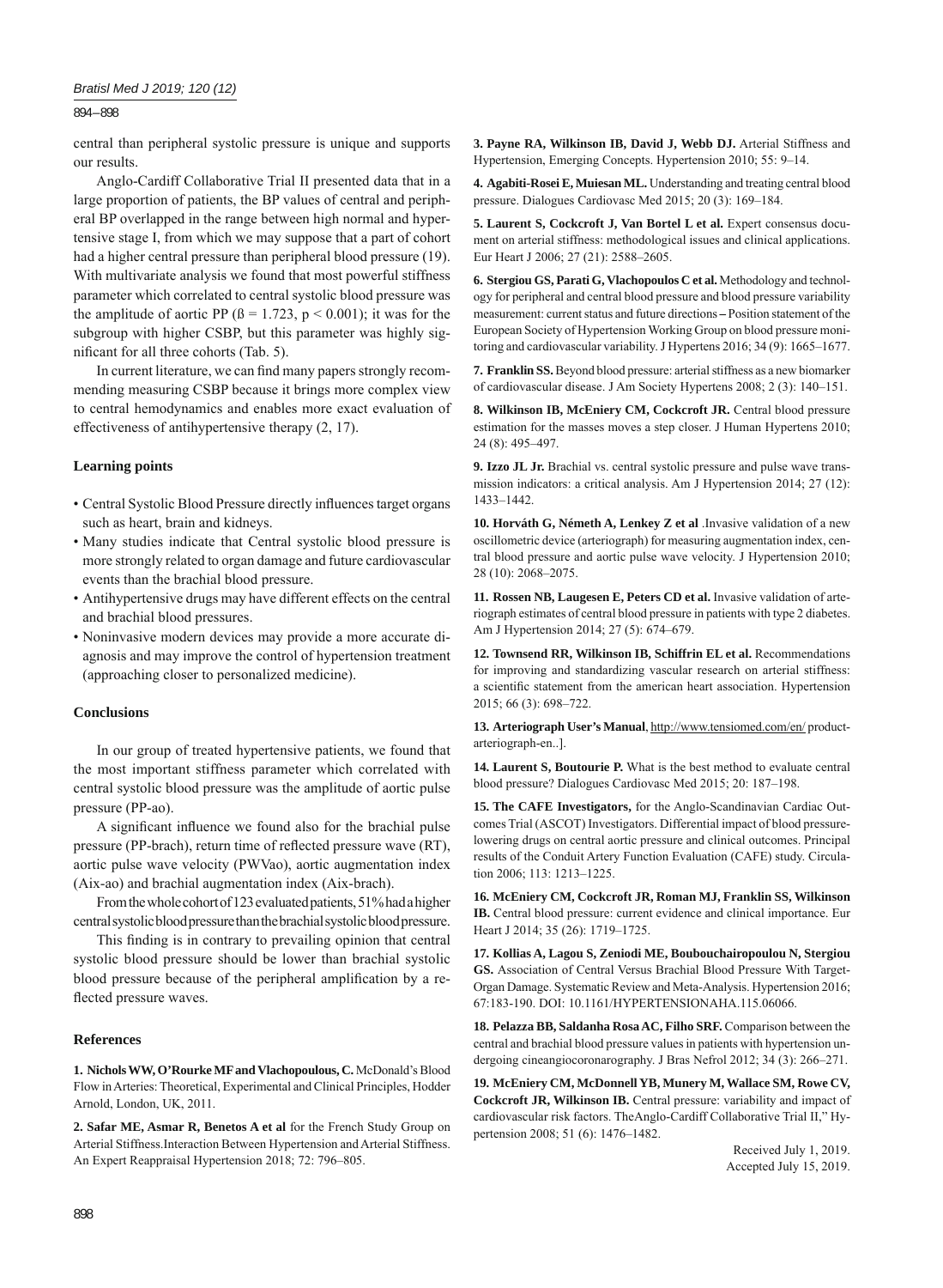central than peripheral systolic pressure is unique and supports our results.

Anglo-Cardiff Collaborative Trial II presented data that in a large proportion of patients, the BP values of central and peripheral BP overlapped in the range between high normal and hypertensive stage I, from which we may suppose that a part of cohort had a higher central pressure than peripheral blood pressure (19). With multivariate analysis we found that most powerful stiffness parameter which correlated to central systolic blood pressure was the amplitude of aortic PP ($\beta = 1.723$, $p < 0.001$); it was for the subgroup with higher CSBP, but this parameter was highly significant for all three cohorts (Tab. 5).

In current literature, we can find many papers strongly recommending measuring CSBP because it brings more complex view to central hemodynamics and enables more exact evaluation of effectiveness of antihypertensive therapy (2, 17).

## Learning points

- Central Systolic Blood Pressure directly influences target organs such as heart, brain and kidneys.
- Many studies indicate that Central systolic blood pressure is more strongly related to organ damage and future cardiovascular events than the brachial blood pressure.
- Antihypertensive drugs may have different effects on the central and brachial blood pressures.
- Noninvasive modern devices may provide a more accurate diagnosis and may improve the control of hypertension treatment (approaching closer to personalized medicine).

## Conclusions

In our group of treated hypertensive patients, we found that the most important stiffness parameter which correlated with central systolic blood pressure was the amplitude of aortic pulse pressure (PP-ao).

A significant influence we found also for the brachial pulse pressure (PP-brach), return time of reflected pressure wave (RT), aortic pulse wave velocity (PWVao), aortic augmentation index (Aix-ao) and brachial augmentation index (Aix-brach).

From the whole cohort of 123 evaluated patients, 51% had a higher central systolic blood pressure than the brachial systolic blood pressure.

This finding is in contrary to prevailing opinion that central systolic blood pressure should be lower than brachial systolic blood pressure because of the peripheral amplification by a reflected pressure waves.

## References

**1. Nichols WW, O'Rourke MF and Vlachopoulous, C.** McDonald's Blood Flow in Arteries: Theoretical, Experimental and Clinical Principles, Hodder Arnold, London, UK, 2011.

**2. Safar ME, Asmar R, Benetos A et al** for the French Study Group on Arterial Stiffness.Interaction Between Hypertension and Arterial Stiffness. An Expert Reappraisal Hypertension 2018; 72: 796–805.

**3. Payne RA, Wilkinson IB, David J, Webb DJ.** Arterial Stiffness and Hypertension, Emerging Concepts. Hypertension 2010; 55: 9–14.

**4. Agabiti-Rosei E, Muiesan ML.** Understanding and treating central blood pressure. Dialogues Cardiovasc Med 2015; 20 (3): 169–184.

**5. Laurent S, Cockcroft J, Van Bortel L et al.** Expert consensus document on arterial stiffness: methodological issues and clinical applications. Eur Heart J 2006; 27 (21): 2588–2605.

**6. Stergiou GS, Parati G, Vlachopoulos C et al.** Methodology and technology for peripheral and central blood pressure and blood pressure variability measurement: current status and future directions – Position statement of the European Society of Hypertension Working Group on blood pressure monitoring and cardiovascular variability. J Hypertens 2016; 34 (9): 1665–1677.

**7. Franklin SS.** Beyond blood pressure: arterial stiffness as a new biomarker of cardiovascular disease. J Am Society Hypertens 2008; 2 (3): 140–151.

**8. Wilkinson IB, McEniery CM, Cockcroft JR.** Central blood pressure estimation for the masses moves a step closer. J Human Hypertens 2010; 24 (8): 495–497.

**9. Izzo JL Jr.** Brachial vs. central systolic pressure and pulse wave transmission indicators: a critical analysis. Am J Hypertension 2014; 27 (12): 1433–1442.

**10. Horváth G, Németh A, Lenkey Z et al** .Invasive validation of a new oscillometric device (arteriograph) for measuring augmentation index, central blood pressure and aortic pulse wave velocity. J Hypertension 2010; 28 (10): 2068–2075.

**11. Rossen NB, Laugesen E, Peters CD et al.** Invasive validation of arteriograph estimates of central blood pressure in patients with type 2 diabetes. Am J Hypertension 2014; 27 (5): 674–679.

**12. Townsend RR, Wilkinson IB, Schiffrin EL et al.** Recommendations for improving and standardizing vascular research on arterial stiffness: a scientific statement from the american heart association. Hypertension 2015; 66 (3): 698–722.

**13. Arteriograph User's Manual**, http://www.tensiomed.com/en/ product-arteriograph-en..].

**14. Laurent S, Boutourie P.** What is the best method to evaluate central blood pressure? Dialogues Cardiovasc Med 2015; 20: 187–198.

**15. The CAFE Investigators,** for the Anglo-Scandinavian Cardiac Outcomes Trial (ASCOT) Investigators. Differential impact of blood pressure-lowering drugs on central aortic pressure and clinical outcomes. Principal results of the Conduit Artery Function Evaluation (CAFE) study. Circulation 2006; 113: 1213–1225.

**16. McEniery CM, Cockcroft JR, Roman MJ, Franklin SS, Wilkinson IB.** Central blood pressure: current evidence and clinical importance. Eur Heart J 2014; 35 (26): 1719–1725.

**17. Kollias A, Lagou S, Zeniodi ME, Boubouchairopoulou N, Stergiou GS.** Association of Central Versus Brachial Blood Pressure With Target-Organ Damage. Systematic Review and Meta-Analysis. Hypertension 2016; 67:183-190. DOI: 10.1161/HYPERTENSIONAHA.115.06066.

**18. Pelazza BB, Saldanha Rosa AC, Filho SRF.** Comparison between the central and brachial blood pressure values in patients with hypertension undergoing cineangiocoronarography. J Bras Nefrol 2012; 34 (3): 266–271.

**19. McEniery CM, McDonnell YB, Munery M, Wallace SM, Rowe CV, Cockcroft JR, Wilkinson IB.** Central pressure: variability and impact of cardiovascular risk factors. TheAnglo-Cardiff Collaborative Trial II," Hypertension 2008; 51 (6): 1476–1482.

Received July 1, 2019.
Accepted July 15, 2019.